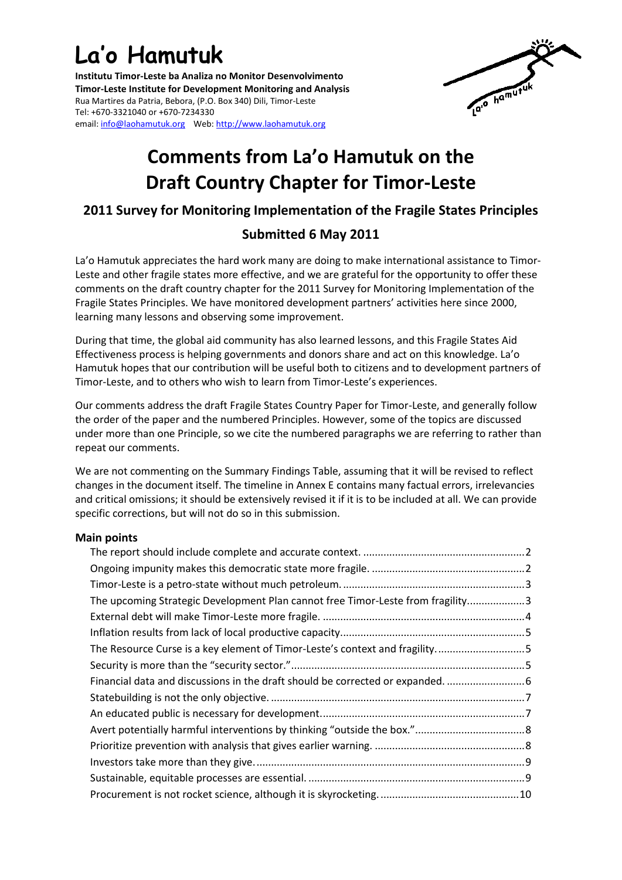# La'o Hamutuk

**Institutu Timor-Leste ba Analiza no Monitor Desenvolvimento**
**Timor-Leste Institute for Development Monitoring and Analysis**
Rua Martires da Patria, Bebora, (P.O. Box 340) Dili, Timor-Leste
Tel: +670-3321040 or +670-7234330
email: info@laohamutuk.org Web: http://www.laohamutuk.org

# Comments from La'o Hamutuk on the Draft Country Chapter for Timor-Leste

## 2011 Survey for Monitoring Implementation of the Fragile States Principles

## Submitted 6 May 2011

La'o Hamutuk appreciates the hard work many are doing to make international assistance to Timor-Leste and other fragile states more effective, and we are grateful for the opportunity to offer these comments on the draft country chapter for the 2011 Survey for Monitoring Implementation of the Fragile States Principles. We have monitored development partners' activities here since 2000, learning many lessons and observing some improvement.

During that time, the global aid community has also learned lessons, and this Fragile States Aid Effectiveness process is helping governments and donors share and act on this knowledge. La'o Hamutuk hopes that our contribution will be useful both to citizens and to development partners of Timor-Leste, and to others who wish to learn from Timor-Leste's experiences.

Our comments address the draft Fragile States Country Paper for Timor-Leste, and generally follow the order of the paper and the numbered Principles. However, some of the topics are discussed under more than one Principle, so we cite the numbered paragraphs we are referring to rather than repeat our comments.

We are not commenting on the Summary Findings Table, assuming that it will be revised to reflect changes in the document itself. The timeline in Annex E contains many factual errors, irrelevancies and critical omissions; it should be extensively revised it if it is to be included at all. We can provide specific corrections, but will not do so in this submission.

### Main points

- The report should include complete and accurate context. ........ 2
- Ongoing impunity makes this democratic state more fragile. ........ 2
- Timor-Leste is a petro-state without much petroleum. ........ 3
- The upcoming Strategic Development Plan cannot free Timor-Leste from fragility ........ 3
- External debt will make Timor-Leste more fragile. ........ 4
- Inflation results from lack of local productive capacity ........ 5
- The Resource Curse is a key element of Timor-Leste's context and fragility. ........ 5
- Security is more than the "security sector." ........ 5
- Financial data and discussions in the draft should be corrected or expanded. ........ 6
- Statebuilding is not the only objective. ........ 7
- An educated public is necessary for development ........ 7
- Avert potentially harmful interventions by thinking "outside the box." ........ 8
- Prioritize prevention with analysis that gives earlier warning. ........ 8
- Investors take more than they give. ........ 9
- Sustainable, equitable processes are essential. ........ 9
- Procurement is not rocket science, although it is skyrocketing. ........ 10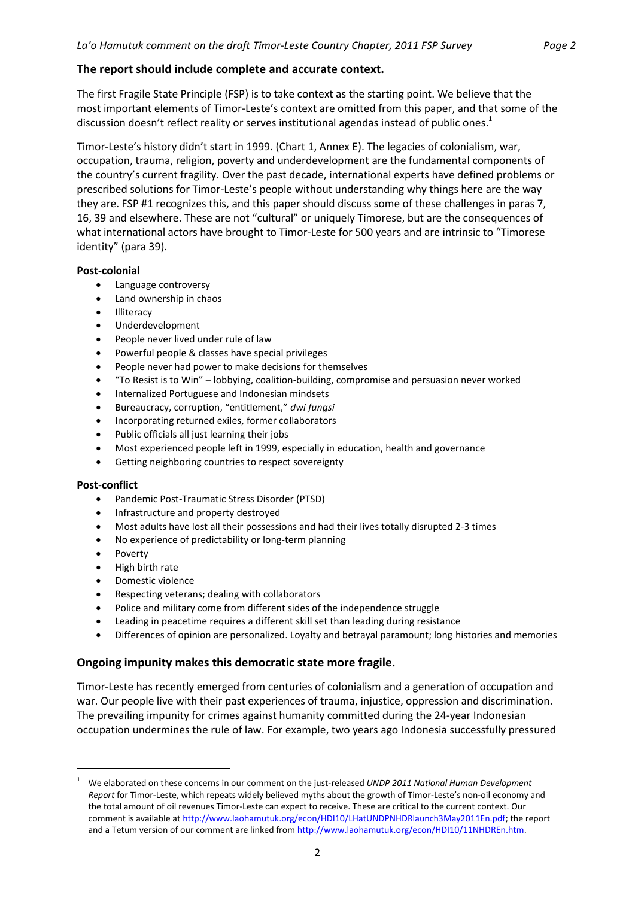## The report should include complete and accurate context.

The first Fragile State Principle (FSP) is to take context as the starting point. We believe that the most important elements of Timor-Leste's context are omitted from this paper, and that some of the discussion doesn't reflect reality or serves institutional agendas instead of public ones.[1]

Timor-Leste's history didn't start in 1999. (Chart 1, Annex E). The legacies of colonialism, war, occupation, trauma, religion, poverty and underdevelopment are the fundamental components of the country's current fragility. Over the past decade, international experts have defined problems or prescribed solutions for Timor-Leste's people without understanding why things here are the way they are. FSP #1 recognizes this, and this paper should discuss some of these challenges in paras 7, 16, 39 and elsewhere. These are not "cultural" or uniquely Timorese, but are the consequences of what international actors have brought to Timor-Leste for 500 years and are intrinsic to "Timorese identity" (para 39).

**Post-colonial**

- Language controversy
- Land ownership in chaos
- Illiteracy
- Underdevelopment
- People never lived under rule of law
- Powerful people & classes have special privileges
- People never had power to make decisions for themselves
- "To Resist is to Win" – lobbying, coalition-building, compromise and persuasion never worked
- Internalized Portuguese and Indonesian mindsets
- Bureaucracy, corruption, "entitlement," *dwi fungsi*
- Incorporating returned exiles, former collaborators
- Public officials all just learning their jobs
- Most experienced people left in 1999, especially in education, health and governance
- Getting neighboring countries to respect sovereignty

**Post-conflict**

- Pandemic Post-Traumatic Stress Disorder (PTSD)
- Infrastructure and property destroyed
- Most adults have lost all their possessions and had their lives totally disrupted 2-3 times
- No experience of predictability or long-term planning
- Poverty
- High birth rate
- Domestic violence
- Respecting veterans; dealing with collaborators
- Police and military come from different sides of the independence struggle
- Leading in peacetime requires a different skill set than leading during resistance
- Differences of opinion are personalized. Loyalty and betrayal paramount; long histories and memories

## Ongoing impunity makes this democratic state more fragile.

Timor-Leste has recently emerged from centuries of colonialism and a generation of occupation and war. Our people live with their past experiences of trauma, injustice, oppression and discrimination. The prevailing impunity for crimes against humanity committed during the 24-year Indonesian occupation undermines the rule of law. For example, two years ago Indonesia successfully pressured

[1] We elaborated on these concerns in our comment on the just-released *UNDP 2011 National Human Development Report* for Timor-Leste, which repeats widely believed myths about the growth of Timor-Leste's non-oil economy and the total amount of oil revenues Timor-Leste can expect to receive. These are critical to the current context. Our comment is available at http://www.laohamutuk.org/econ/HDI10/LHatUNDPNHDRlaunch3May2011En.pdf; the report and a Tetum version of our comment are linked from http://www.laohamutuk.org/econ/HDI10/11NHDREn.htm.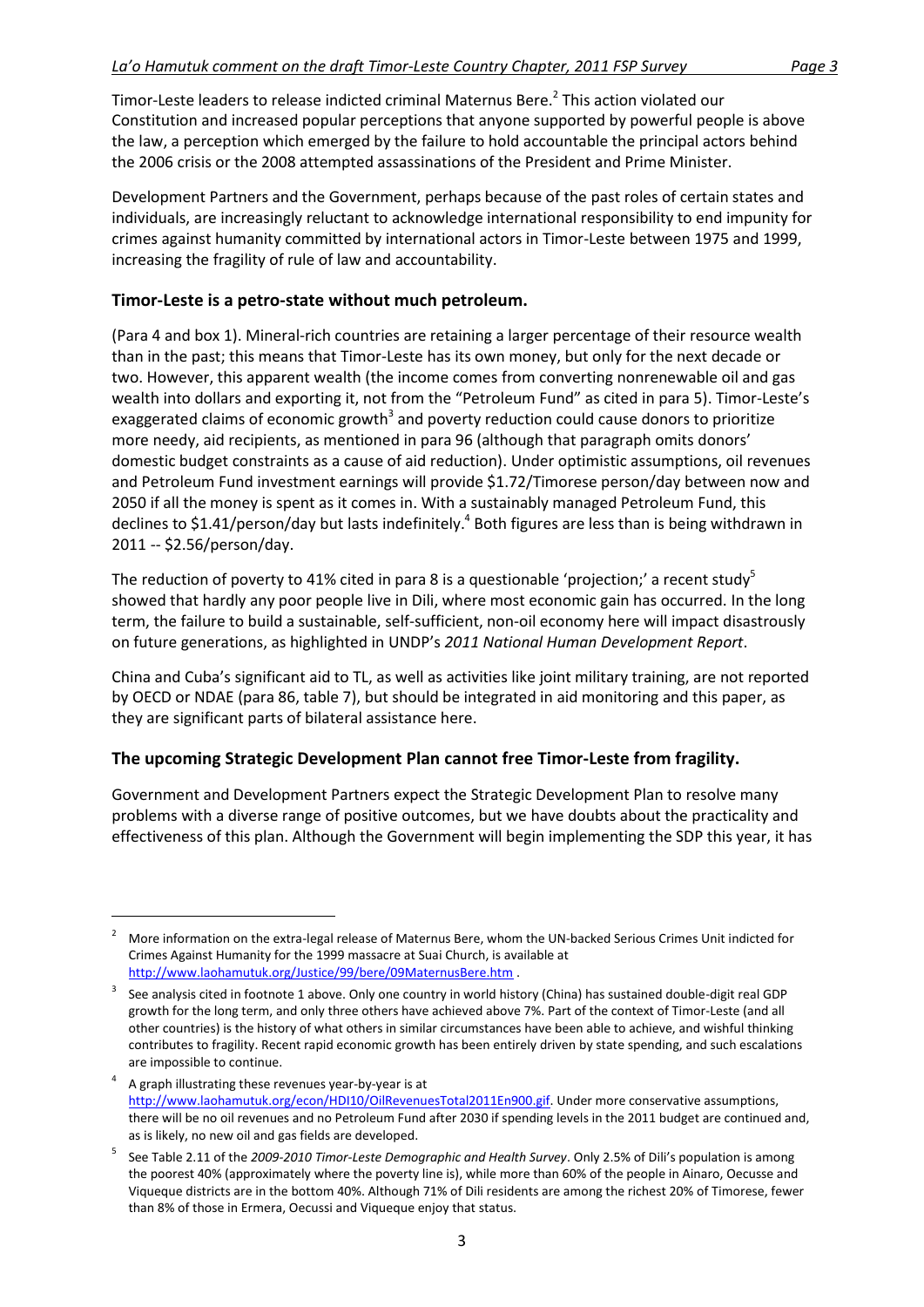Timor-Leste leaders to release indicted criminal Maternus Bere.[2] This action violated our Constitution and increased popular perceptions that anyone supported by powerful people is above the law, a perception which emerged by the failure to hold accountable the principal actors behind the 2006 crisis or the 2008 attempted assassinations of the President and Prime Minister.

Development Partners and the Government, perhaps because of the past roles of certain states and individuals, are increasingly reluctant to acknowledge international responsibility to end impunity for crimes against humanity committed by international actors in Timor-Leste between 1975 and 1999, increasing the fragility of rule of law and accountability.

### Timor-Leste is a petro-state without much petroleum.

(Para 4 and box 1). Mineral-rich countries are retaining a larger percentage of their resource wealth than in the past; this means that Timor-Leste has its own money, but only for the next decade or two. However, this apparent wealth (the income comes from converting nonrenewable oil and gas wealth into dollars and exporting it, not from the "Petroleum Fund" as cited in para 5). Timor-Leste's exaggerated claims of economic growth[3] and poverty reduction could cause donors to prioritize more needy, aid recipients, as mentioned in para 96 (although that paragraph omits donors' domestic budget constraints as a cause of aid reduction). Under optimistic assumptions, oil revenues and Petroleum Fund investment earnings will provide $1.72/Timorese person/day between now and 2050 if all the money is spent as it comes in. With a sustainably managed Petroleum Fund, this declines to $1.41/person/day but lasts indefinitely.[4] Both figures are less than is being withdrawn in 2011 -- $2.56/person/day.

The reduction of poverty to 41% cited in para 8 is a questionable 'projection;' a recent study[5] showed that hardly any poor people live in Dili, where most economic gain has occurred. In the long term, the failure to build a sustainable, self-sufficient, non-oil economy here will impact disastrously on future generations, as highlighted in UNDP's *2011 National Human Development Report*.

China and Cuba's significant aid to TL, as well as activities like joint military training, are not reported by OECD or NDAE (para 86, table 7), but should be integrated in aid monitoring and this paper, as they are significant parts of bilateral assistance here.

### The upcoming Strategic Development Plan cannot free Timor-Leste from fragility.

Government and Development Partners expect the Strategic Development Plan to resolve many problems with a diverse range of positive outcomes, but we have doubts about the practicality and effectiveness of this plan. Although the Government will begin implementing the SDP this year, it has

---

[2] More information on the extra-legal release of Maternus Bere, whom the UN-backed Serious Crimes Unit indicted for Crimes Against Humanity for the 1999 massacre at Suai Church, is available at http://www.laohamutuk.org/Justice/99/bere/09MaternusBere.htm .

[3] See analysis cited in footnote 1 above. Only one country in world history (China) has sustained double-digit real GDP growth for the long term, and only three others have achieved above 7%. Part of the context of Timor-Leste (and all other countries) is the history of what others in similar circumstances have been able to achieve, and wishful thinking contributes to fragility. Recent rapid economic growth has been entirely driven by state spending, and such escalations are impossible to continue.

[4] A graph illustrating these revenues year-by-year is at http://www.laohamutuk.org/econ/HDI10/OilRevenuesTotal2011En900.gif. Under more conservative assumptions, there will be no oil revenues and no Petroleum Fund after 2030 if spending levels in the 2011 budget are continued and, as is likely, no new oil and gas fields are developed.

[5] See Table 2.11 of the *2009-2010 Timor-Leste Demographic and Health Survey*. Only 2.5% of Dili's population is among the poorest 40% (approximately where the poverty line is), while more than 60% of the people in Ainaro, Oecusse and Viqueque districts are in the bottom 40%. Although 71% of Dili residents are among the richest 20% of Timorese, fewer than 8% of those in Ermera, Oecussi and Viqueque enjoy that status.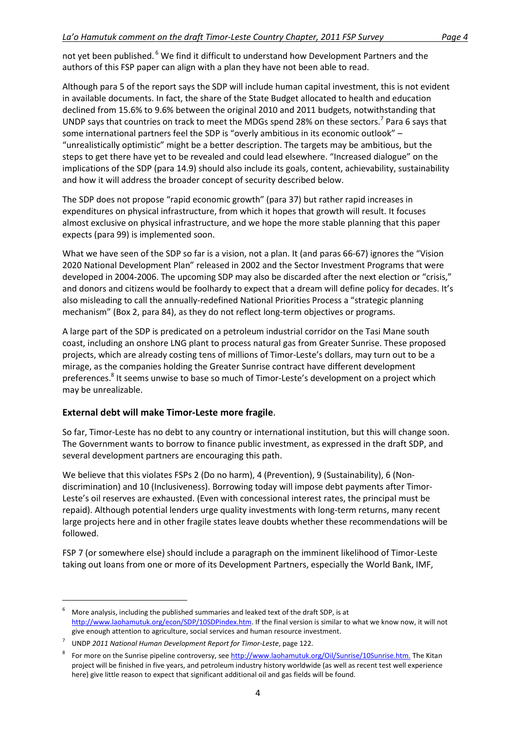not yet been published.[6] We find it difficult to understand how Development Partners and the authors of this FSP paper can align with a plan they have not been able to read.

Although para 5 of the report says the SDP will include human capital investment, this is not evident in available documents. In fact, the share of the State Budget allocated to health and education declined from 15.6% to 9.6% between the original 2010 and 2011 budgets, notwithstanding that UNDP says that countries on track to meet the MDGs spend 28% on these sectors.[7] Para 6 says that some international partners feel the SDP is "overly ambitious in its economic outlook" – "unrealistically optimistic" might be a better description. The targets may be ambitious, but the steps to get there have yet to be revealed and could lead elsewhere. "Increased dialogue" on the implications of the SDP (para 14.9) should also include its goals, content, achievability, sustainability and how it will address the broader concept of security described below.

The SDP does not propose "rapid economic growth" (para 37) but rather rapid increases in expenditures on physical infrastructure, from which it hopes that growth will result. It focuses almost exclusive on physical infrastructure, and we hope the more stable planning that this paper expects (para 99) is implemented soon.

What we have seen of the SDP so far is a vision, not a plan. It (and paras 66-67) ignores the "Vision 2020 National Development Plan" released in 2002 and the Sector Investment Programs that were developed in 2004-2006. The upcoming SDP may also be discarded after the next election or "crisis," and donors and citizens would be foolhardy to expect that a dream will define policy for decades. It's also misleading to call the annually-redefined National Priorities Process a "strategic planning mechanism" (Box 2, para 84), as they do not reflect long-term objectives or programs.

A large part of the SDP is predicated on a petroleum industrial corridor on the Tasi Mane south coast, including an onshore LNG plant to process natural gas from Greater Sunrise. These proposed projects, which are already costing tens of millions of Timor-Leste's dollars, may turn out to be a mirage, as the companies holding the Greater Sunrise contract have different development preferences.[8] It seems unwise to base so much of Timor-Leste's development on a project which may be unrealizable.

### External debt will make Timor-Leste more fragile.

So far, Timor-Leste has no debt to any country or international institution, but this will change soon. The Government wants to borrow to finance public investment, as expressed in the draft SDP, and several development partners are encouraging this path.

We believe that this violates FSPs 2 (Do no harm), 4 (Prevention), 9 (Sustainability), 6 (Non-discrimination) and 10 (Inclusiveness). Borrowing today will impose debt payments after Timor-Leste's oil reserves are exhausted. (Even with concessional interest rates, the principal must be repaid). Although potential lenders urge quality investments with long-term returns, many recent large projects here and in other fragile states leave doubts whether these recommendations will be followed.

FSP 7 (or somewhere else) should include a paragraph on the imminent likelihood of Timor-Leste taking out loans from one or more of its Development Partners, especially the World Bank, IMF,

---

[6] More analysis, including the published summaries and leaked text of the draft SDP, is at http://www.laohamutuk.org/econ/SDP/10SDPindex.htm. If the final version is similar to what we know now, it will not give enough attention to agriculture, social services and human resource investment.

[7] UNDP *2011 National Human Development Report for Timor-Leste*, page 122.

[8] For more on the Sunrise pipeline controversy, see http://www.laohamutuk.org/Oil/Sunrise/10Sunrise.htm. The Kitan project will be finished in five years, and petroleum industry history worldwide (as well as recent test well experience here) give little reason to expect that significant additional oil and gas fields will be found.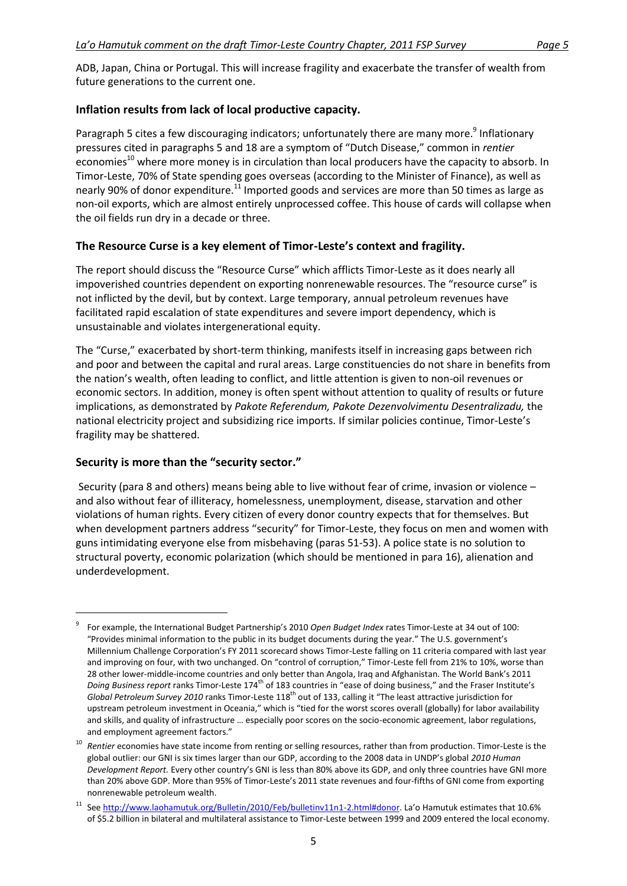ADB, Japan, China or Portugal. This will increase fragility and exacerbate the transfer of wealth from future generations to the current one.

### Inflation results from lack of local productive capacity.

Paragraph 5 cites a few discouraging indicators; unfortunately there are many more.[9] Inflationary pressures cited in paragraphs 5 and 18 are a symptom of "Dutch Disease," common in *rentier* economies[10] where more money is in circulation than local producers have the capacity to absorb. In Timor-Leste, 70% of State spending goes overseas (according to the Minister of Finance), as well as nearly 90% of donor expenditure.[11] Imported goods and services are more than 50 times as large as non-oil exports, which are almost entirely unprocessed coffee. This house of cards will collapse when the oil fields run dry in a decade or three.

### The Resource Curse is a key element of Timor-Leste's context and fragility.

The report should discuss the "Resource Curse" which afflicts Timor-Leste as it does nearly all impoverished countries dependent on exporting nonrenewable resources. The "resource curse" is not inflicted by the devil, but by context. Large temporary, annual petroleum revenues have facilitated rapid escalation of state expenditures and severe import dependency, which is unsustainable and violates intergenerational equity.

The "Curse," exacerbated by short-term thinking, manifests itself in increasing gaps between rich and poor and between the capital and rural areas. Large constituencies do not share in benefits from the nation's wealth, often leading to conflict, and little attention is given to non-oil revenues or economic sectors. In addition, money is often spent without attention to quality of results or future implications, as demonstrated by *Pakote Referendum, Pakote Dezenvolvimentu Desentralizadu,* the national electricity project and subsidizing rice imports. If similar policies continue, Timor-Leste's fragility may be shattered.

### Security is more than the "security sector."

Security (para 8 and others) means being able to live without fear of crime, invasion or violence – and also without fear of illiteracy, homelessness, unemployment, disease, starvation and other violations of human rights. Every citizen of every donor country expects that for themselves. But when development partners address "security" for Timor-Leste, they focus on men and women with guns intimidating everyone else from misbehaving (paras 51-53). A police state is no solution to structural poverty, economic polarization (which should be mentioned in para 16), alienation and underdevelopment.

---

[9] For example, the International Budget Partnership's 2010 *Open Budget Index* rates Timor-Leste at 34 out of 100: "Provides minimal information to the public in its budget documents during the year." The U.S. government's Millennium Challenge Corporation's FY 2011 scorecard shows Timor-Leste falling on 11 criteria compared with last year and improving on four, with two unchanged. On "control of corruption," Timor-Leste fell from 21% to 10%, worse than 28 other lower-middle-income countries and only better than Angola, Iraq and Afghanistan. The World Bank's 2011 *Doing Business report* ranks Timor-Leste 174th of 183 countries in "ease of doing business," and the Fraser Institute's *Global Petroleum Survey 2010* ranks Timor-Leste 118th out of 133, calling it "The least attractive jurisdiction for upstream petroleum investment in Oceania," which is "tied for the worst scores overall (globally) for labor availability and skills, and quality of infrastructure … especially poor scores on the socio-economic agreement, labor regulations, and employment agreement factors."

[10] *Rentier* economies have state income from renting or selling resources, rather than from production. Timor-Leste is the global outlier: our GNI is six times larger than our GDP, according to the 2008 data in UNDP's global *2010 Human Development Report.* Every other country's GNI is less than 80% above its GDP, and only three countries have GNI more than 20% above GDP. More than 95% of Timor-Leste's 2011 state revenues and four-fifths of GNI come from exporting nonrenewable petroleum wealth.

[11] See http://www.laohamutuk.org/Bulletin/2010/Feb/bulletinv11n1-2.html#donor. La'o Hamutuk estimates that 10.6% of $5.2 billion in bilateral and multilateral assistance to Timor-Leste between 1999 and 2009 entered the local economy.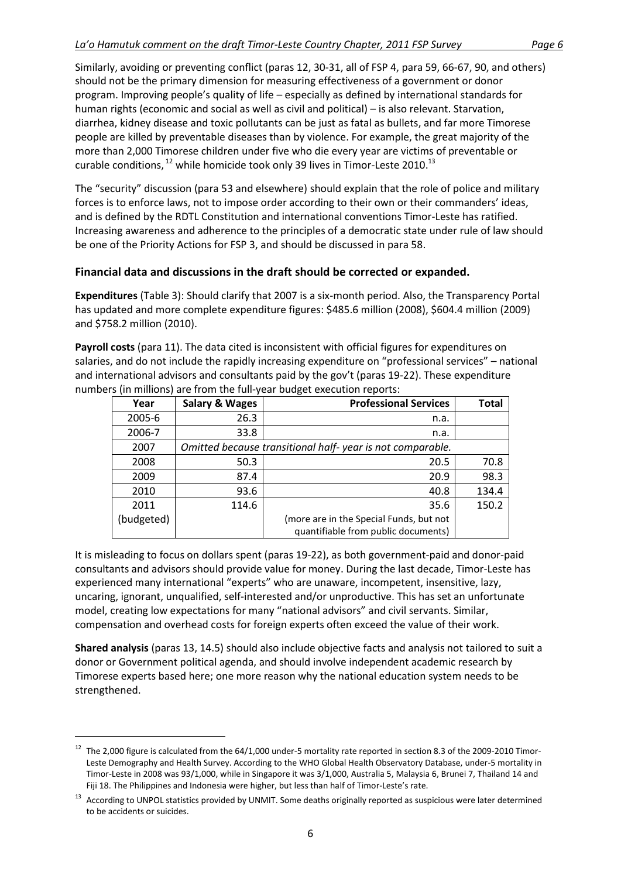Similarly, avoiding or preventing conflict (paras 12, 30-31, all of FSP 4, para 59, 66-67, 90, and others) should not be the primary dimension for measuring effectiveness of a government or donor program. Improving people's quality of life – especially as defined by international standards for human rights (economic and social as well as civil and political) – is also relevant. Starvation, diarrhea, kidney disease and toxic pollutants can be just as fatal as bullets, and far more Timorese people are killed by preventable diseases than by violence. For example, the great majority of the more than 2,000 Timorese children under five who die every year are victims of preventable or curable conditions, [12] while homicide took only 39 lives in Timor-Leste 2010.[13]

The "security" discussion (para 53 and elsewhere) should explain that the role of police and military forces is to enforce laws, not to impose order according to their own or their commanders' ideas, and is defined by the RDTL Constitution and international conventions Timor-Leste has ratified. Increasing awareness and adherence to the principles of a democratic state under rule of law should be one of the Priority Actions for FSP 3, and should be discussed in para 58.

### Financial data and discussions in the draft should be corrected or expanded.

**Expenditures** (Table 3): Should clarify that 2007 is a six-month period. Also, the Transparency Portal has updated and more complete expenditure figures: \$485.6 million (2008), \$604.4 million (2009) and \$758.2 million (2010).

**Payroll costs** (para 11). The data cited is inconsistent with official figures for expenditures on salaries, and do not include the rapidly increasing expenditure on "professional services" – national and international advisors and consultants paid by the gov't (paras 19-22). These expenditure numbers (in millions) are from the full-year budget execution reports:

| Year | Salary & Wages | Professional Services | Total |
|---|---|---|---|
| 2005-6 | 26.3 | n.a. | |
| 2006-7 | 33.8 | n.a. | |
| 2007 | *Omitted because transitional half- year is not comparable.* | | |
| 2008 | 50.3 | 20.5 | 70.8 |
| 2009 | 87.4 | 20.9 | 98.3 |
| 2010 | 93.6 | 40.8 | 134.4 |
| 2011 (budgeted) | 114.6 | 35.6 (more are in the Special Funds, but not quantifiable from public documents) | 150.2 |

It is misleading to focus on dollars spent (paras 19-22), as both government-paid and donor-paid consultants and advisors should provide value for money. During the last decade, Timor-Leste has experienced many international "experts" who are unaware, incompetent, insensitive, lazy, uncaring, ignorant, unqualified, self-interested and/or unproductive. This has set an unfortunate model, creating low expectations for many "national advisors" and civil servants. Similar, compensation and overhead costs for foreign experts often exceed the value of their work.

**Shared analysis** (paras 13, 14.5) should also include objective facts and analysis not tailored to suit a donor or Government political agenda, and should involve independent academic research by Timorese experts based here; one more reason why the national education system needs to be strengthened.

---

[12] The 2,000 figure is calculated from the 64/1,000 under-5 mortality rate reported in section 8.3 of the 2009-2010 Timor-Leste Demography and Health Survey. According to the WHO Global Health Observatory Database, under-5 mortality in Timor-Leste in 2008 was 93/1,000, while in Singapore it was 3/1,000, Australia 5, Malaysia 6, Brunei 7, Thailand 14 and Fiji 18. The Philippines and Indonesia were higher, but less than half of Timor-Leste's rate.

[13] According to UNPOL statistics provided by UNMIT. Some deaths originally reported as suspicious were later determined to be accidents or suicides.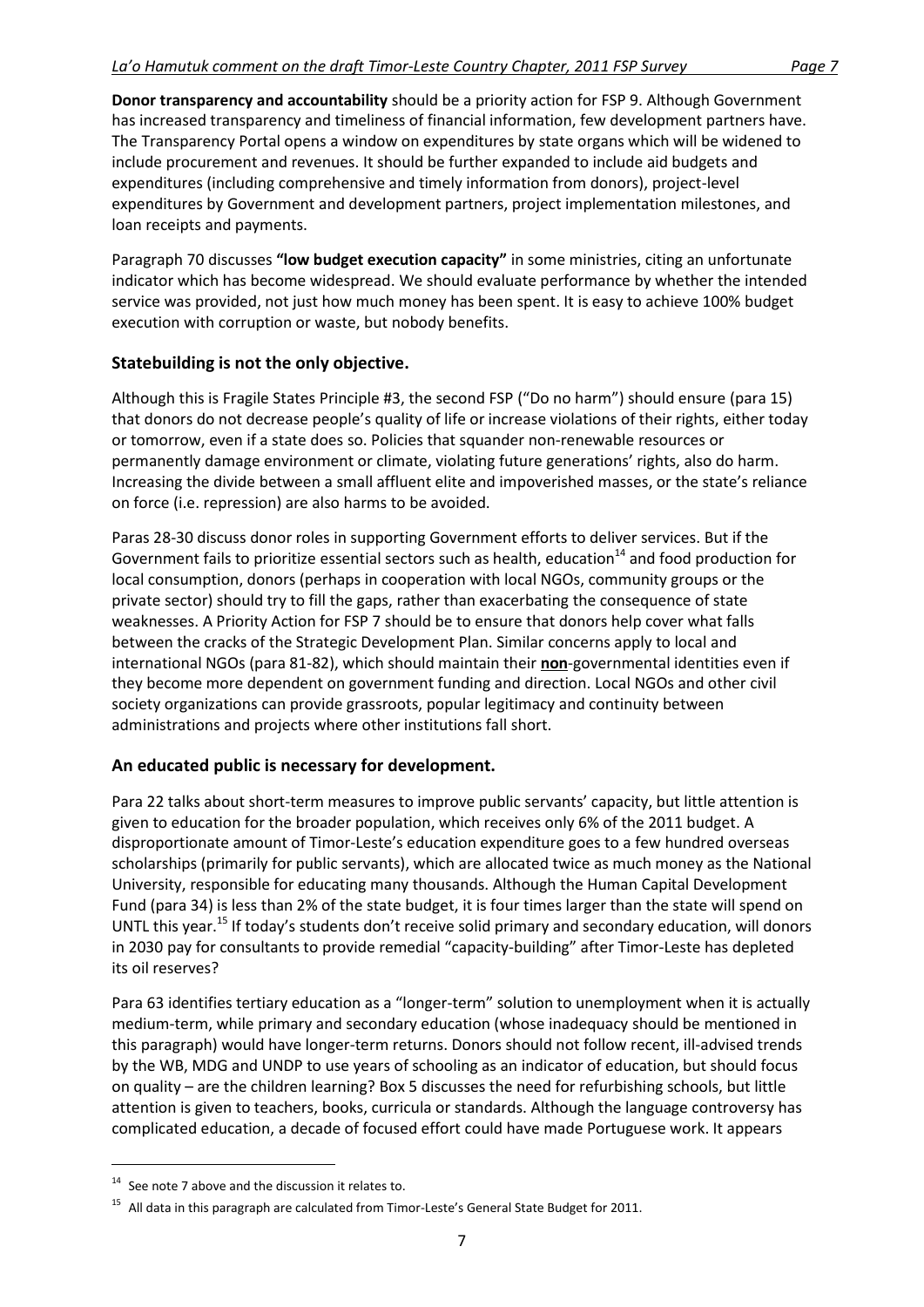**Donor transparency and accountability** should be a priority action for FSP 9. Although Government has increased transparency and timeliness of financial information, few development partners have. The Transparency Portal opens a window on expenditures by state organs which will be widened to include procurement and revenues. It should be further expanded to include aid budgets and expenditures (including comprehensive and timely information from donors), project-level expenditures by Government and development partners, project implementation milestones, and loan receipts and payments.

Paragraph 70 discusses **"low budget execution capacity"** in some ministries, citing an unfortunate indicator which has become widespread. We should evaluate performance by whether the intended service was provided, not just how much money has been spent. It is easy to achieve 100% budget execution with corruption or waste, but nobody benefits.

## Statebuilding is not the only objective.

Although this is Fragile States Principle #3, the second FSP ("Do no harm") should ensure (para 15) that donors do not decrease people's quality of life or increase violations of their rights, either today or tomorrow, even if a state does so. Policies that squander non-renewable resources or permanently damage environment or climate, violating future generations' rights, also do harm. Increasing the divide between a small affluent elite and impoverished masses, or the state's reliance on force (i.e. repression) are also harms to be avoided.

Paras 28-30 discuss donor roles in supporting Government efforts to deliver services. But if the Government fails to prioritize essential sectors such as health, education[14] and food production for local consumption, donors (perhaps in cooperation with local NGOs, community groups or the private sector) should try to fill the gaps, rather than exacerbating the consequence of state weaknesses. A Priority Action for FSP 7 should be to ensure that donors help cover what falls between the cracks of the Strategic Development Plan. Similar concerns apply to local and international NGOs (para 81-82), which should maintain their **non**-governmental identities even if they become more dependent on government funding and direction. Local NGOs and other civil society organizations can provide grassroots, popular legitimacy and continuity between administrations and projects where other institutions fall short.

## An educated public is necessary for development.

Para 22 talks about short-term measures to improve public servants' capacity, but little attention is given to education for the broader population, which receives only 6% of the 2011 budget. A disproportionate amount of Timor-Leste's education expenditure goes to a few hundred overseas scholarships (primarily for public servants), which are allocated twice as much money as the National University, responsible for educating many thousands. Although the Human Capital Development Fund (para 34) is less than 2% of the state budget, it is four times larger than the state will spend on UNTL this year.[15] If today's students don't receive solid primary and secondary education, will donors in 2030 pay for consultants to provide remedial "capacity-building" after Timor-Leste has depleted its oil reserves?

Para 63 identifies tertiary education as a "longer-term" solution to unemployment when it is actually medium-term, while primary and secondary education (whose inadequacy should be mentioned in this paragraph) would have longer-term returns. Donors should not follow recent, ill-advised trends by the WB, MDG and UNDP to use years of schooling as an indicator of education, but should focus on quality – are the children learning? Box 5 discusses the need for refurbishing schools, but little attention is given to teachers, books, curricula or standards. Although the language controversy has complicated education, a decade of focused effort could have made Portuguese work. It appears

---

[14] See note 7 above and the discussion it relates to.

[15] All data in this paragraph are calculated from Timor-Leste's General State Budget for 2011.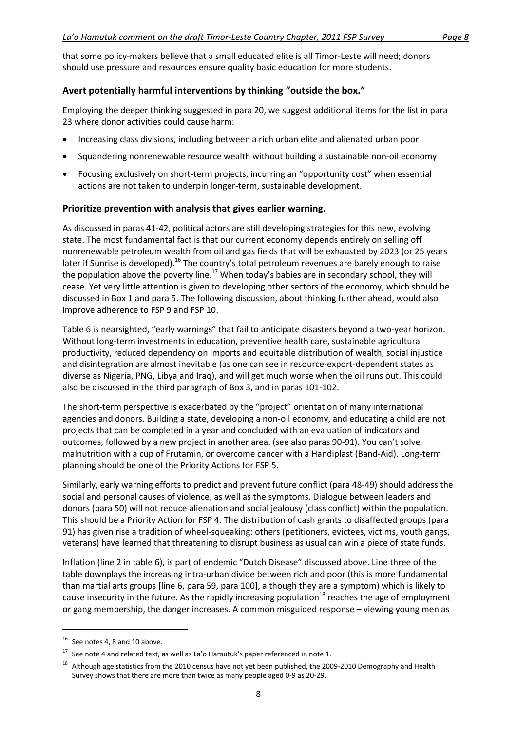that some policy-makers believe that a small educated elite is all Timor-Leste will need; donors should use pressure and resources ensure quality basic education for more students.

### Avert potentially harmful interventions by thinking "outside the box."

Employing the deeper thinking suggested in para 20, we suggest additional items for the list in para 23 where donor activities could cause harm:

- Increasing class divisions, including between a rich urban elite and alienated urban poor
- Squandering nonrenewable resource wealth without building a sustainable non-oil economy
- Focusing exclusively on short-term projects, incurring an "opportunity cost" when essential actions are not taken to underpin longer-term, sustainable development.

### Prioritize prevention with analysis that gives earlier warning.

As discussed in paras 41-42, political actors are still developing strategies for this new, evolving state. The most fundamental fact is that our current economy depends entirely on selling off nonrenewable petroleum wealth from oil and gas fields that will be exhausted by 2023 (or 25 years later if Sunrise is developed).[16] The country's total petroleum revenues are barely enough to raise the population above the poverty line.[17] When today's babies are in secondary school, they will cease. Yet very little attention is given to developing other sectors of the economy, which should be discussed in Box 1 and para 5. The following discussion, about thinking further ahead, would also improve adherence to FSP 9 and FSP 10.

Table 6 is nearsighted, "early warnings" that fail to anticipate disasters beyond a two-year horizon. Without long-term investments in education, preventive health care, sustainable agricultural productivity, reduced dependency on imports and equitable distribution of wealth, social injustice and disintegration are almost inevitable (as one can see in resource-export-dependent states as diverse as Nigeria, PNG, Libya and Iraq), and will get much worse when the oil runs out. This could also be discussed in the third paragraph of Box 3, and in paras 101-102.

The short-term perspective is exacerbated by the "project" orientation of many international agencies and donors. Building a state, developing a non-oil economy, and educating a child are not projects that can be completed in a year and concluded with an evaluation of indicators and outcomes, followed by a new project in another area. (see also paras 90-91). You can't solve malnutrition with a cup of Frutamin, or overcome cancer with a Handiplast (Band-Aid). Long-term planning should be one of the Priority Actions for FSP 5.

Similarly, early warning efforts to predict and prevent future conflict (para 48-49) should address the social and personal causes of violence, as well as the symptoms. Dialogue between leaders and donors (para 50) will not reduce alienation and social jealousy (class conflict) within the population. This should be a Priority Action for FSP 4. The distribution of cash grants to disaffected groups (para 91) has given rise a tradition of wheel-squeaking: others (petitioners, evictees, victims, youth gangs, veterans) have learned that threatening to disrupt business as usual can win a piece of state funds.

Inflation (line 2 in table 6), is part of endemic "Dutch Disease" discussed above. Line three of the table downplays the increasing intra-urban divide between rich and poor (this is more fundamental than martial arts groups [line 6, para 59, para 100], although they are a symptom) which is likely to cause insecurity in the future. As the rapidly increasing population[18] reaches the age of employment or gang membership, the danger increases. A common misguided response – viewing young men as

---

[16] See notes 4, 8 and 10 above.

[17] See note 4 and related text, as well as La'o Hamutuk's paper referenced in note 1.

[18] Although age statistics from the 2010 census have not yet been published, the 2009-2010 Demography and Health Survey shows that there are more than twice as many people aged 0-9 as 20-29.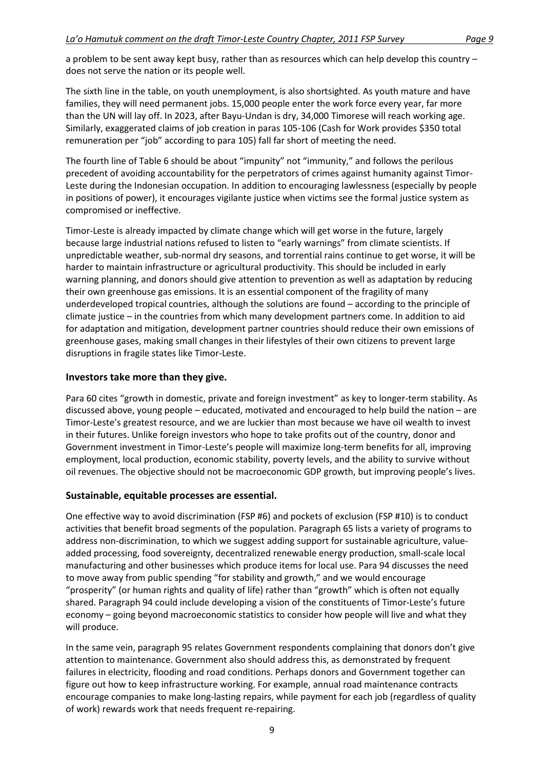a problem to be sent away kept busy, rather than as resources which can help develop this country – does not serve the nation or its people well.

The sixth line in the table, on youth unemployment, is also shortsighted. As youth mature and have families, they will need permanent jobs. 15,000 people enter the work force every year, far more than the UN will lay off. In 2023, after Bayu-Undan is dry, 34,000 Timorese will reach working age. Similarly, exaggerated claims of job creation in paras 105-106 (Cash for Work provides $350 total remuneration per "job" according to para 105) fall far short of meeting the need.

The fourth line of Table 6 should be about "impunity" not "immunity," and follows the perilous precedent of avoiding accountability for the perpetrators of crimes against humanity against Timor-Leste during the Indonesian occupation. In addition to encouraging lawlessness (especially by people in positions of power), it encourages vigilante justice when victims see the formal justice system as compromised or ineffective.

Timor-Leste is already impacted by climate change which will get worse in the future, largely because large industrial nations refused to listen to "early warnings" from climate scientists. If unpredictable weather, sub-normal dry seasons, and torrential rains continue to get worse, it will be harder to maintain infrastructure or agricultural productivity. This should be included in early warning planning, and donors should give attention to prevention as well as adaptation by reducing their own greenhouse gas emissions. It is an essential component of the fragility of many underdeveloped tropical countries, although the solutions are found – according to the principle of climate justice – in the countries from which many development partners come. In addition to aid for adaptation and mitigation, development partner countries should reduce their own emissions of greenhouse gases, making small changes in their lifestyles of their own citizens to prevent large disruptions in fragile states like Timor-Leste.

### Investors take more than they give.

Para 60 cites "growth in domestic, private and foreign investment" as key to longer-term stability. As discussed above, young people – educated, motivated and encouraged to help build the nation – are Timor-Leste's greatest resource, and we are luckier than most because we have oil wealth to invest in their futures. Unlike foreign investors who hope to take profits out of the country, donor and Government investment in Timor-Leste's people will maximize long-term benefits for all, improving employment, local production, economic stability, poverty levels, and the ability to survive without oil revenues. The objective should not be macroeconomic GDP growth, but improving people's lives.

### Sustainable, equitable processes are essential.

One effective way to avoid discrimination (FSP #6) and pockets of exclusion (FSP #10) is to conduct activities that benefit broad segments of the population. Paragraph 65 lists a variety of programs to address non-discrimination, to which we suggest adding support for sustainable agriculture, value-added processing, food sovereignty, decentralized renewable energy production, small-scale local manufacturing and other businesses which produce items for local use. Para 94 discusses the need to move away from public spending "for stability and growth," and we would encourage "prosperity" (or human rights and quality of life) rather than "growth" which is often not equally shared. Paragraph 94 could include developing a vision of the constituents of Timor-Leste's future economy – going beyond macroeconomic statistics to consider how people will live and what they will produce.

In the same vein, paragraph 95 relates Government respondents complaining that donors don't give attention to maintenance. Government also should address this, as demonstrated by frequent failures in electricity, flooding and road conditions. Perhaps donors and Government together can figure out how to keep infrastructure working. For example, annual road maintenance contracts encourage companies to make long-lasting repairs, while payment for each job (regardless of quality of work) rewards work that needs frequent re-repairing.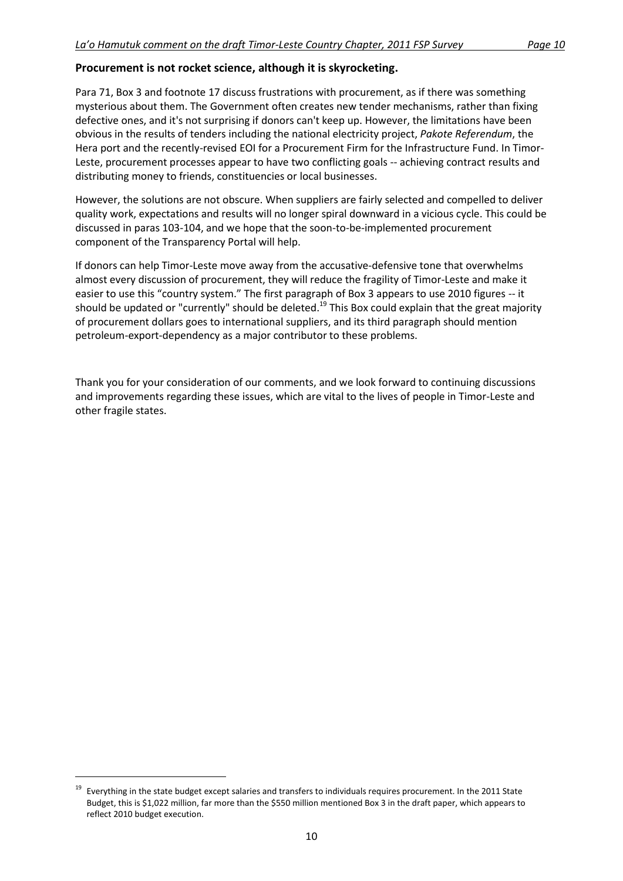**Procurement is not rocket science, although it is skyrocketing.**

Para 71, Box 3 and footnote 17 discuss frustrations with procurement, as if there was something mysterious about them. The Government often creates new tender mechanisms, rather than fixing defective ones, and it's not surprising if donors can't keep up. However, the limitations have been obvious in the results of tenders including the national electricity project, *Pakote Referendum*, the Hera port and the recently-revised EOI for a Procurement Firm for the Infrastructure Fund. In Timor-Leste, procurement processes appear to have two conflicting goals -- achieving contract results and distributing money to friends, constituencies or local businesses.

However, the solutions are not obscure. When suppliers are fairly selected and compelled to deliver quality work, expectations and results will no longer spiral downward in a vicious cycle. This could be discussed in paras 103-104, and we hope that the soon-to-be-implemented procurement component of the Transparency Portal will help.

If donors can help Timor-Leste move away from the accusative-defensive tone that overwhelms almost every discussion of procurement, they will reduce the fragility of Timor-Leste and make it easier to use this "country system." The first paragraph of Box 3 appears to use 2010 figures -- it should be updated or "currently" should be deleted.[19] This Box could explain that the great majority of procurement dollars goes to international suppliers, and its third paragraph should mention petroleum-export-dependency as a major contributor to these problems.

Thank you for your consideration of our comments, and we look forward to continuing discussions and improvements regarding these issues, which are vital to the lives of people in Timor-Leste and other fragile states.

---

[19] Everything in the state budget except salaries and transfers to individuals requires procurement. In the 2011 State Budget, this is $1,022 million, far more than the $550 million mentioned Box 3 in the draft paper, which appears to reflect 2010 budget execution.